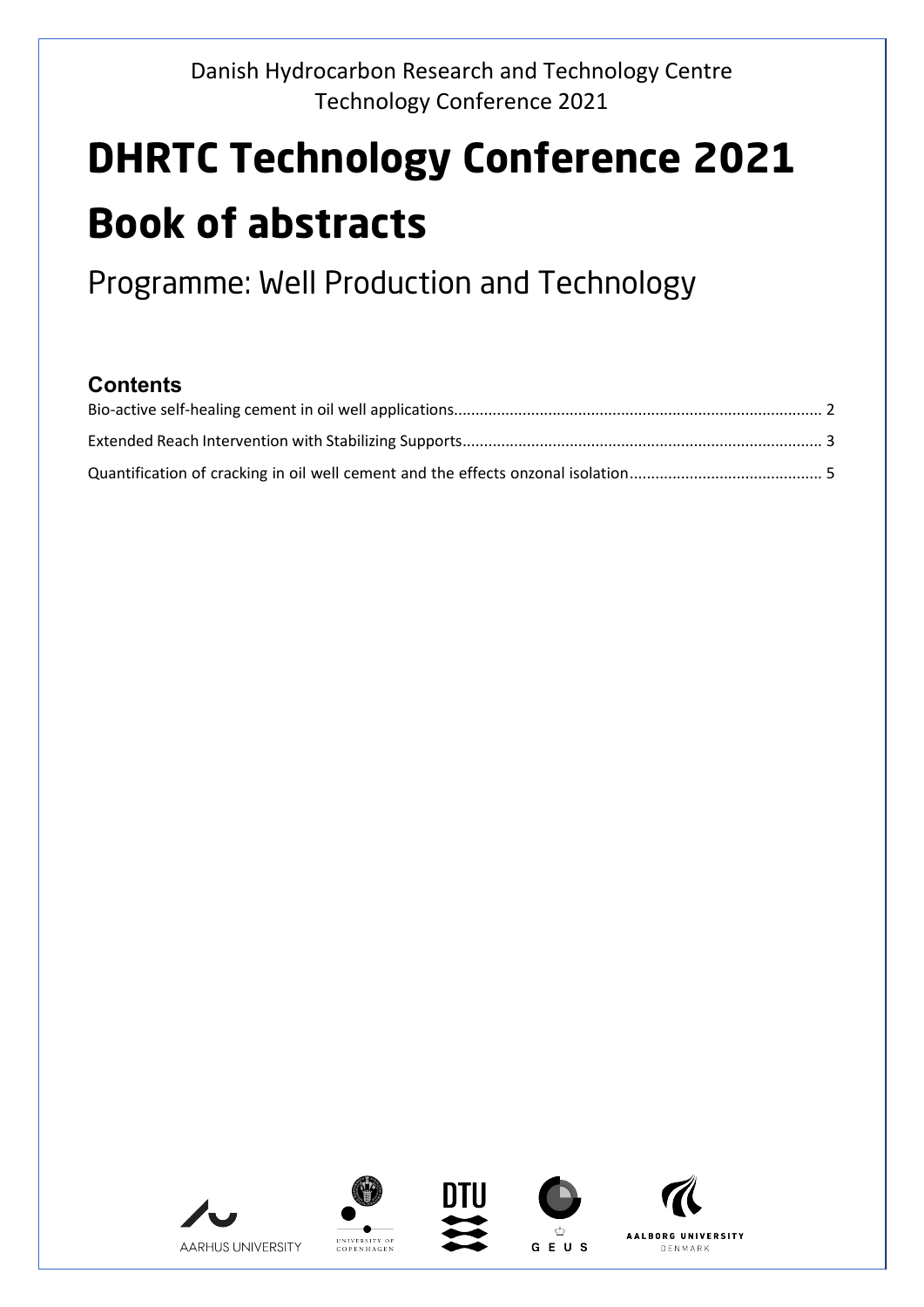Danish Hydrocarbon Research and Technology Centre
Technology Conference 2021

# DHRTC Technology Conference 2021

# Book of abstracts

## Programme: Well Production and Technology

### Contents

Bio-active self-healing cement in oil well applications.......... 2

Extended Reach Intervention with Stabilizing Supports.......... 3

Quantification of cracking in oil well cement and the effects onzonal isolation.......... 5

AARHUS UNIVERSITY

UNIVERSITY OF COPENHAGEN

DTU

GEUS

AALBORG UNIVERSITY DENMARK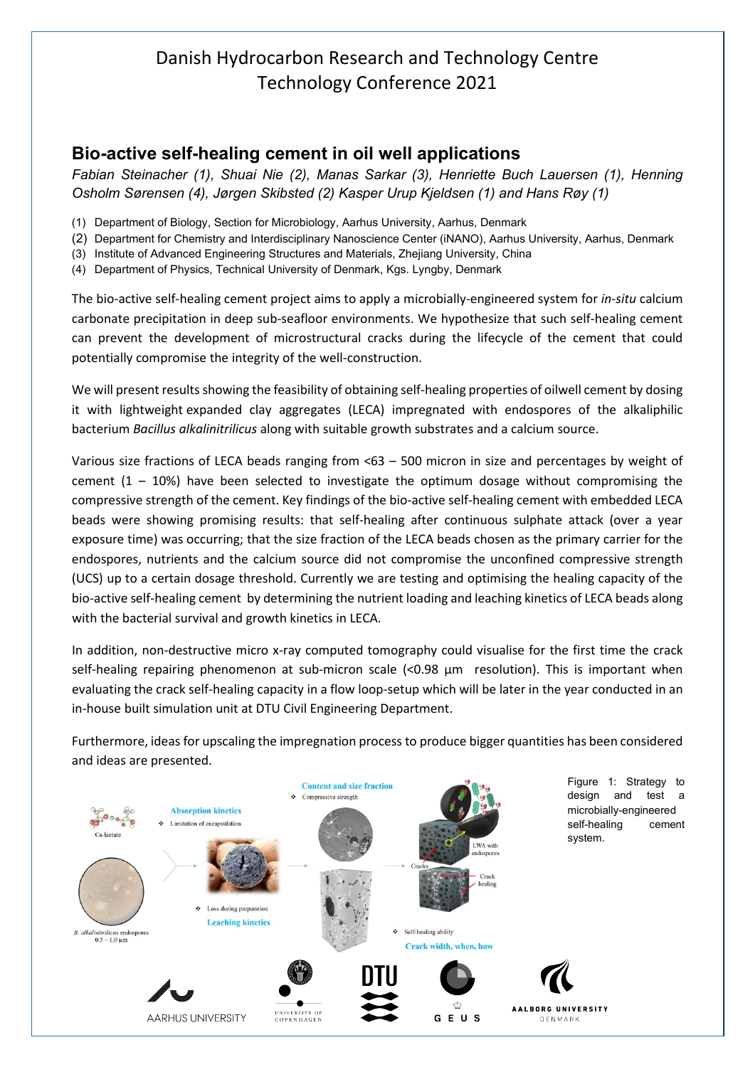Danish Hydrocarbon Research and Technology Centre
Technology Conference 2021

## Bio-active self-healing cement in oil well applications

*Fabian Steinacher (1), Shuai Nie (2), Manas Sarkar (3), Henriette Buch Lauersen (1), Henning Osholm Sørensen (4), Jørgen Skibsted (2) Kasper Urup Kjeldsen (1) and Hans Røy (1)*

(1) Department of Biology, Section for Microbiology, Aarhus University, Aarhus, Denmark
(2) Department for Chemistry and Interdisciplinary Nanoscience Center (iNANO), Aarhus University, Aarhus, Denmark
(3) Institute of Advanced Engineering Structures and Materials, Zhejiang University, China
(4) Department of Physics, Technical University of Denmark, Kgs. Lyngby, Denmark

The bio-active self-healing cement project aims to apply a microbially-engineered system for *in-situ* calcium carbonate precipitation in deep sub-seafloor environments. We hypothesize that such self-healing cement can prevent the development of microstructural cracks during the lifecycle of the cement that could potentially compromise the integrity of the well-construction.

We will present results showing the feasibility of obtaining self-healing properties of oilwell cement by dosing it with lightweight expanded clay aggregates (LECA) impregnated with endospores of the alkaliphilic bacterium *Bacillus alkalinitrilicus* along with suitable growth substrates and a calcium source.

Various size fractions of LECA beads ranging from <63 – 500 micron in size and percentages by weight of cement (1 – 10%) have been selected to investigate the optimum dosage without compromising the compressive strength of the cement. Key findings of the bio-active self-healing cement with embedded LECA beads were showing promising results: that self-healing after continuous sulphate attack (over a year exposure time) was occurring; that the size fraction of the LECA beads chosen as the primary carrier for the endospores, nutrients and the calcium source did not compromise the unconfined compressive strength (UCS) up to a certain dosage threshold. Currently we are testing and optimising the healing capacity of the bio-active self-healing cement by determining the nutrient loading and leaching kinetics of LECA beads along with the bacterial survival and growth kinetics in LECA.

In addition, non-destructive micro x-ray computed tomography could visualise for the first time the crack self-healing repairing phenomenon at sub-micron scale (<0.98 µm resolution). This is important when evaluating the crack self-healing capacity in a flow loop-setup which will be later in the year conducted in an in-house built simulation unit at DTU Civil Engineering Department.

Furthermore, ideas for upscaling the impregnation process to produce bigger quantities has been considered and ideas are presented.

Figure 1: Strategy to design and test a microbially-engineered self-healing cement system.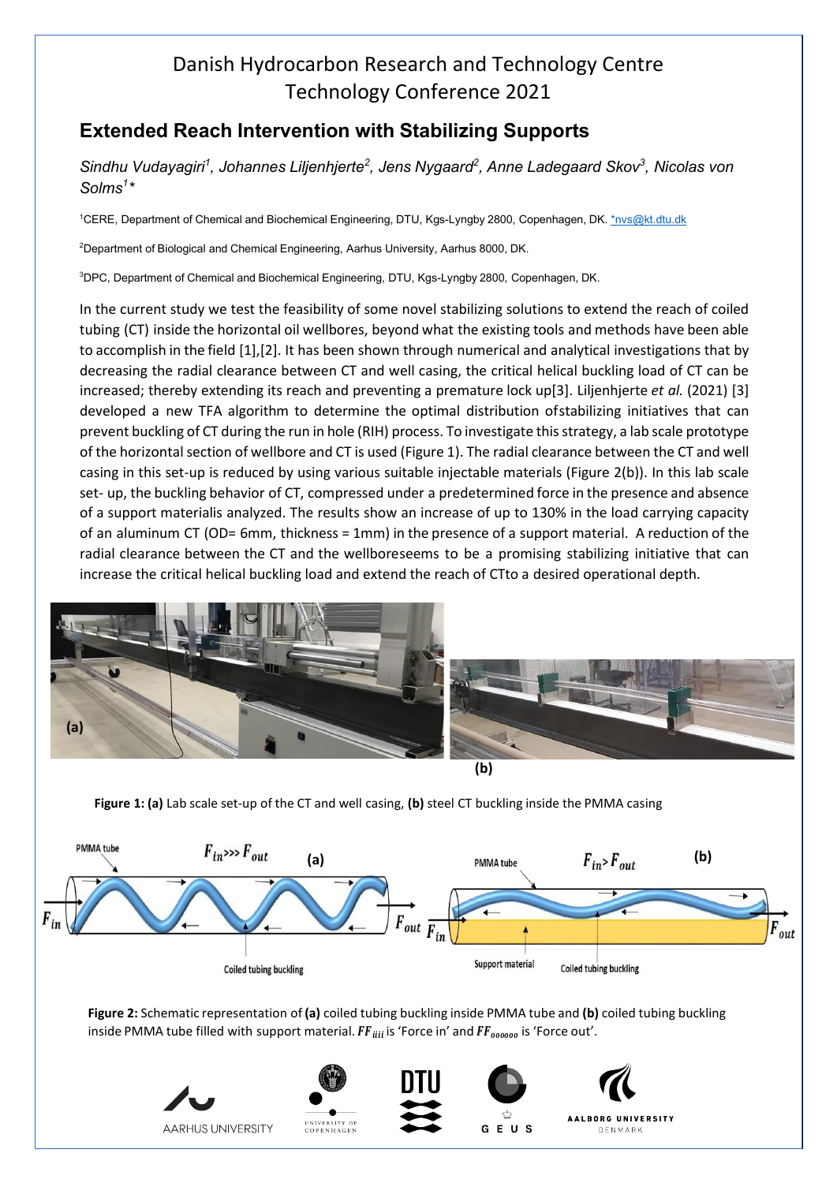Danish Hydrocarbon Research and Technology Centre
Technology Conference 2021

## Extended Reach Intervention with Stabilizing Supports

*Sindhu Vudayagiri[1], Johannes Liljenhjerte[2], Jens Nygaard[2], Anne Ladegaard Skov[3], Nicolas von Solms[1]\**

[1]CERE, Department of Chemical and Biochemical Engineering, DTU, Kgs-Lyngby 2800, Copenhagen, DK. *nvs@kt.dtu.dk

[2]Department of Biological and Chemical Engineering, Aarhus University, Aarhus 8000, DK.

[3]DPC, Department of Chemical and Biochemical Engineering, DTU, Kgs-Lyngby 2800, Copenhagen, DK.

In the current study we test the feasibility of some novel stabilizing solutions to extend the reach of coiled tubing (CT) inside the horizontal oil wellbores, beyond what the existing tools and methods have been able to accomplish in the field [1],[2]. It has been shown through numerical and analytical investigations that by decreasing the radial clearance between CT and well casing, the critical helical buckling load of CT can be increased; thereby extending its reach and preventing a premature lock up[3]. Liljenhjerte *et al.* (2021) [3] developed a new TFA algorithm to determine the optimal distribution ofstabilizing initiatives that can prevent buckling of CT during the run in hole (RIH) process. To investigate this strategy, a lab scale prototype of the horizontal section of wellbore and CT is used (Figure 1). The radial clearance between the CT and well casing in this set-up is reduced by using various suitable injectable materials (Figure 2(b)). In this lab scale set- up, the buckling behavior of CT, compressed under a predetermined force in the presence and absence of a support materialis analyzed. The results show an increase of up to 130% in the load carrying capacity of an aluminum CT (OD= 6mm, thickness = 1mm) in the presence of a support material. A reduction of the radial clearance between the CT and the wellboreseems to be a promising stabilizing initiative that can increase the critical helical buckling load and extend the reach of CTto a desired operational depth.

**Figure 1:** **(a)** Lab scale set-up of the CT and well casing, **(b)** steel CT buckling inside the PMMA casing

**Figure 2:** Schematic representation of **(a)** coiled tubing buckling inside PMMA tube and **(b)** coiled tubing buckling inside PMMA tube filled with support material. $FF_{iiii}$ is 'Force in' and $FF_{oooooo}$ is 'Force out'.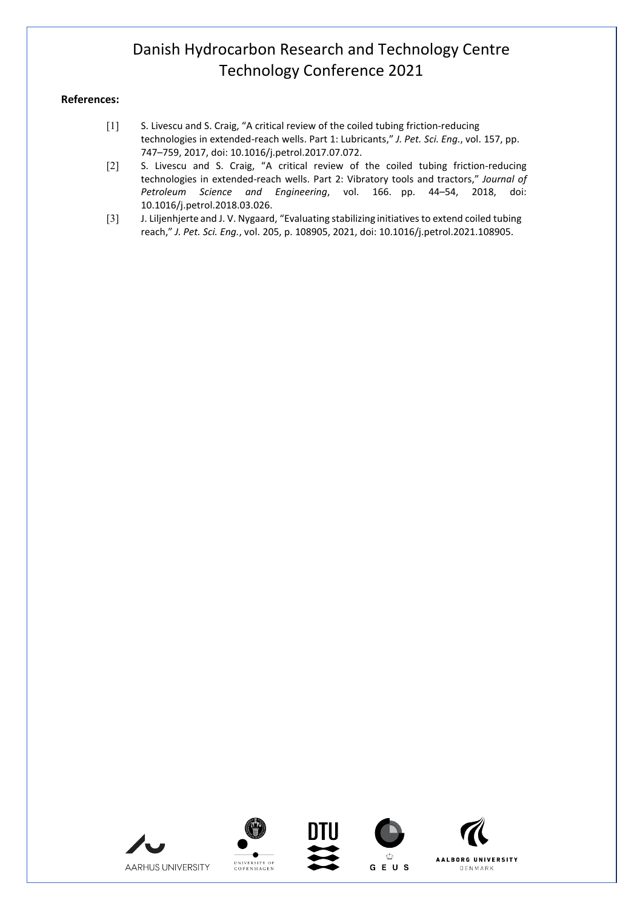**References:**

[1] S. Livescu and S. Craig, "A critical review of the coiled tubing friction-reducing technologies in extended-reach wells. Part 1: Lubricants," *J. Pet. Sci. Eng.*, vol. 157, pp. 747–759, 2017, doi: 10.1016/j.petrol.2017.07.072.

[2] S. Livescu and S. Craig, "A critical review of the coiled tubing friction-reducing technologies in extended-reach wells. Part 2: Vibratory tools and tractors," *Journal of Petroleum Science and Engineering*, vol. 166. pp. 44–54, 2018, doi: 10.1016/j.petrol.2018.03.026.

[3] J. Liljenhjerte and J. V. Nygaard, "Evaluating stabilizing initiatives to extend coiled tubing reach," *J. Pet. Sci. Eng.*, vol. 205, p. 108905, 2021, doi: 10.1016/j.petrol.2021.108905.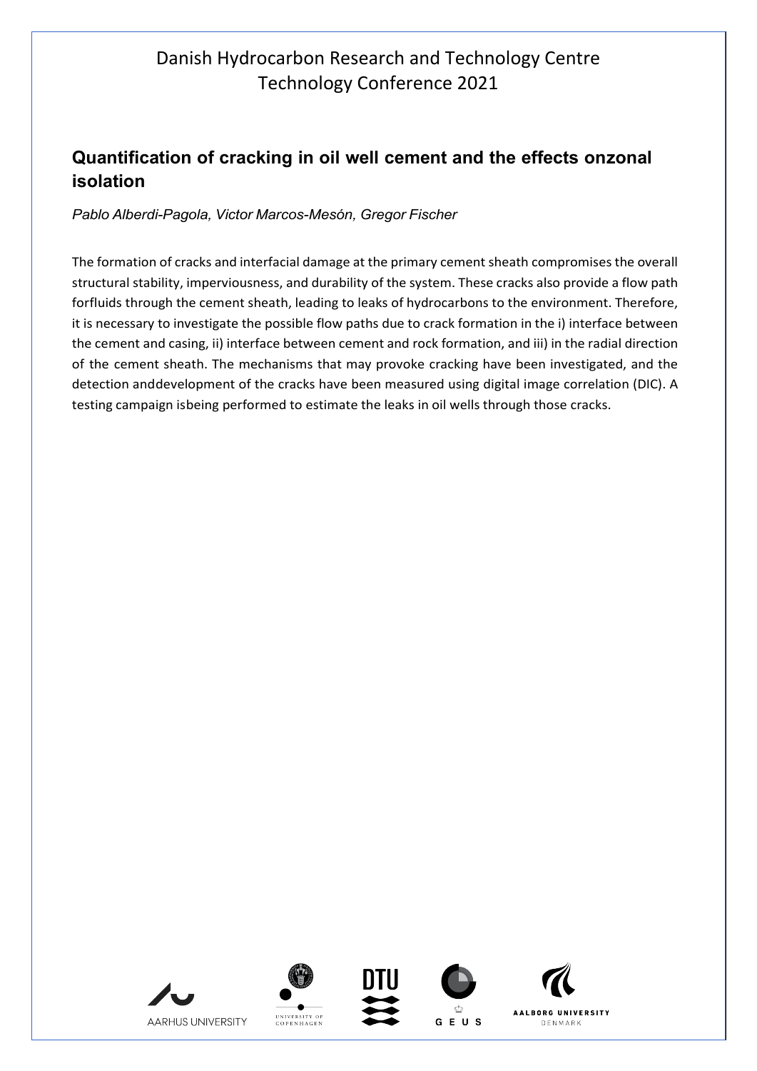# Quantification of cracking in oil well cement and the effects onzonal isolation

*Pablo Alberdi-Pagola, Victor Marcos-Mesón, Gregor Fischer*

The formation of cracks and interfacial damage at the primary cement sheath compromises the overall structural stability, imperviousness, and durability of the system. These cracks also provide a flow path forfluids through the cement sheath, leading to leaks of hydrocarbons to the environment. Therefore, it is necessary to investigate the possible flow paths due to crack formation in the i) interface between the cement and casing, ii) interface between cement and rock formation, and iii) in the radial direction of the cement sheath. The mechanisms that may provoke cracking have been investigated, and the detection anddevelopment of the cracks have been measured using digital image correlation (DIC). A testing campaign isbeing performed to estimate the leaks in oil wells through those cracks.